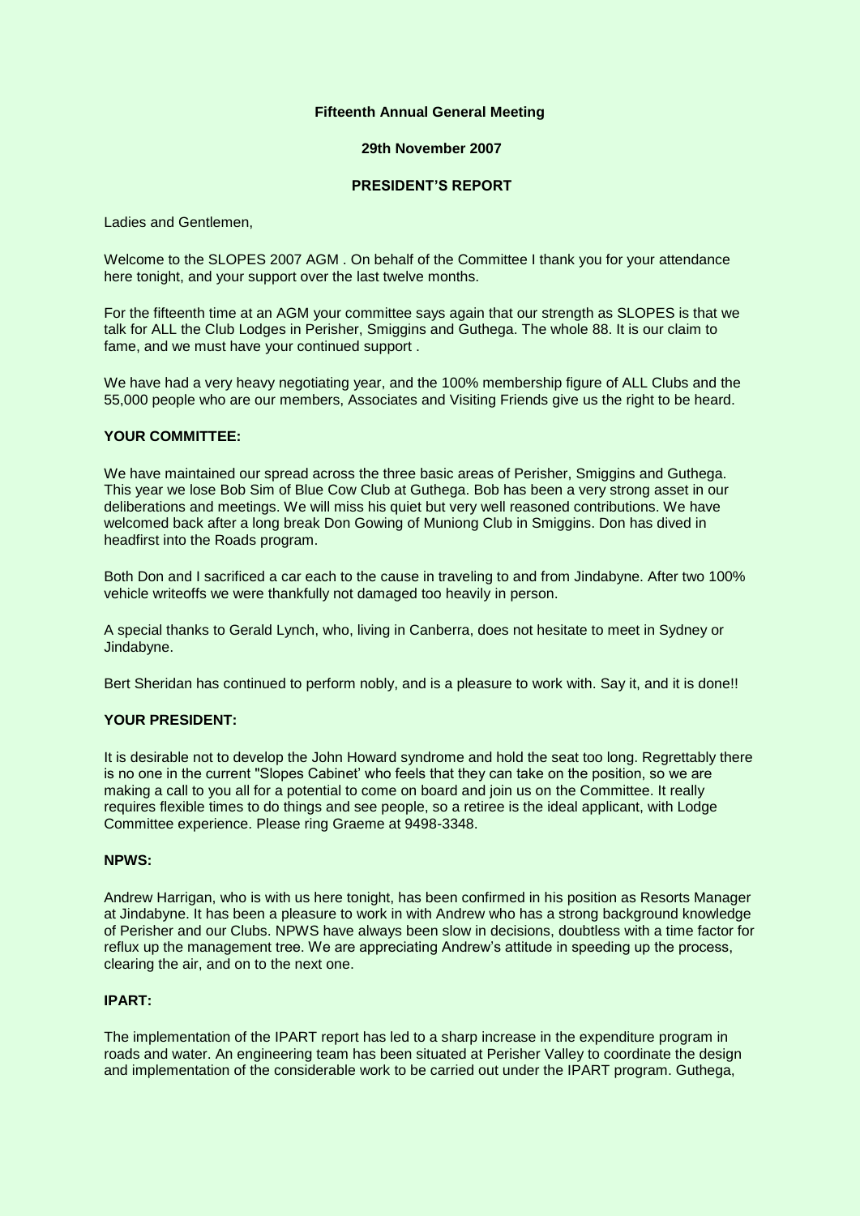**Fifteenth Annual General Meeting**

**29th November 2007**

**PRESIDENT'S REPORT**

Ladies and Gentlemen,

Welcome to the SLOPES 2007 AGM . On behalf of the Committee I thank you for your attendance here tonight, and your support over the last twelve months.

For the fifteenth time at an AGM your committee says again that our strength as SLOPES is that we talk for ALL the Club Lodges in Perisher, Smiggins and Guthega. The whole 88. It is our claim to fame, and we must have your continued support .

We have had a very heavy negotiating year, and the 100% membership figure of ALL Clubs and the 55,000 people who are our members, Associates and Visiting Friends give us the right to be heard.

**YOUR COMMITTEE:**

We have maintained our spread across the three basic areas of Perisher, Smiggins and Guthega. This year we lose Bob Sim of Blue Cow Club at Guthega. Bob has been a very strong asset in our deliberations and meetings. We will miss his quiet but very well reasoned contributions. We have welcomed back after a long break Don Gowing of Muniong Club in Smiggins. Don has dived in headfirst into the Roads program.

Both Don and I sacrificed a car each to the cause in traveling to and from Jindabyne. After two 100% vehicle writeoffs we were thankfully not damaged too heavily in person.

A special thanks to Gerald Lynch, who, living in Canberra, does not hesitate to meet in Sydney or Jindabyne.

Bert Sheridan has continued to perform nobly, and is a pleasure to work with. Say it, and it is done!!

**YOUR PRESIDENT:**

It is desirable not to develop the John Howard syndrome and hold the seat too long. Regrettably there is no one in the current "Slopes Cabinet' who feels that they can take on the position, so we are making a call to you all for a potential to come on board and join us on the Committee. It really requires flexible times to do things and see people, so a retiree is the ideal applicant, with Lodge Committee experience. Please ring Graeme at 9498-3348.

**NPWS:**

Andrew Harrigan, who is with us here tonight, has been confirmed in his position as Resorts Manager at Jindabyne. It has been a pleasure to work in with Andrew who has a strong background knowledge of Perisher and our Clubs. NPWS have always been slow in decisions, doubtless with a time factor for reflux up the management tree. We are appreciating Andrew's attitude in speeding up the process, clearing the air, and on to the next one.

**IPART:**

The implementation of the IPART report has led to a sharp increase in the expenditure program in roads and water. An engineering team has been situated at Perisher Valley to coordinate the design and implementation of the considerable work to be carried out under the IPART program. Guthega,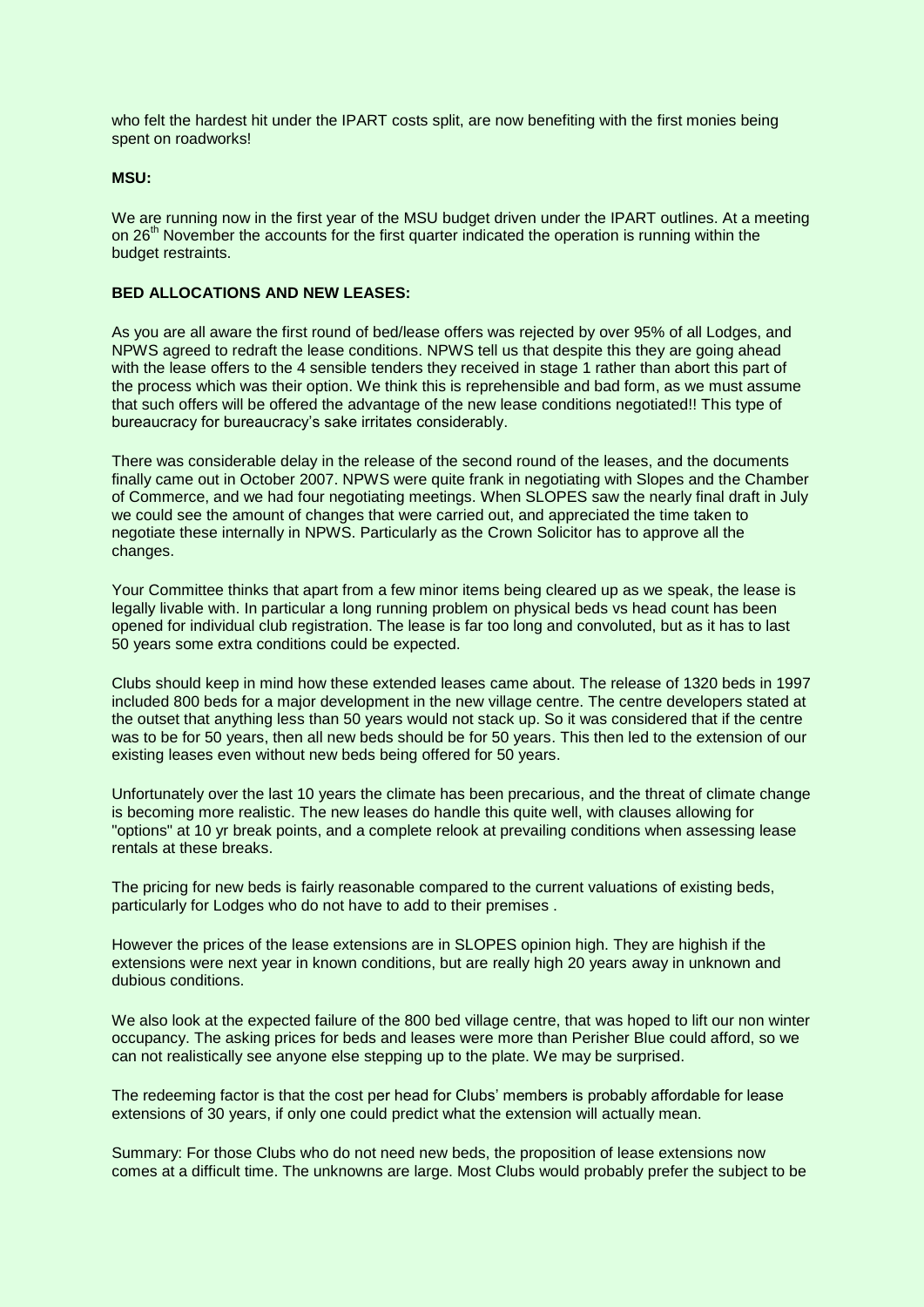who felt the hardest hit under the IPART costs split, are now benefiting with the first monies being spent on roadworks!

**MSU:**

We are running now in the first year of the MSU budget driven under the IPART outlines. At a meeting on 26th November the accounts for the first quarter indicated the operation is running within the budget restraints.

**BED ALLOCATIONS AND NEW LEASES:**

As you are all aware the first round of bed/lease offers was rejected by over 95% of all Lodges, and NPWS agreed to redraft the lease conditions. NPWS tell us that despite this they are going ahead with the lease offers to the 4 sensible tenders they received in stage 1 rather than abort this part of the process which was their option. We think this is reprehensible and bad form, as we must assume that such offers will be offered the advantage of the new lease conditions negotiated!! This type of bureaucracy for bureaucracy's sake irritates considerably.

There was considerable delay in the release of the second round of the leases, and the documents finally came out in October 2007. NPWS were quite frank in negotiating with Slopes and the Chamber of Commerce, and we had four negotiating meetings. When SLOPES saw the nearly final draft in July we could see the amount of changes that were carried out, and appreciated the time taken to negotiate these internally in NPWS. Particularly as the Crown Solicitor has to approve all the changes.

Your Committee thinks that apart from a few minor items being cleared up as we speak, the lease is legally livable with. In particular a long running problem on physical beds vs head count has been opened for individual club registration. The lease is far too long and convoluted, but as it has to last 50 years some extra conditions could be expected.

Clubs should keep in mind how these extended leases came about. The release of 1320 beds in 1997 included 800 beds for a major development in the new village centre. The centre developers stated at the outset that anything less than 50 years would not stack up. So it was considered that if the centre was to be for 50 years, then all new beds should be for 50 years. This then led to the extension of our existing leases even without new beds being offered for 50 years.

Unfortunately over the last 10 years the climate has been precarious, and the threat of climate change is becoming more realistic. The new leases do handle this quite well, with clauses allowing for "options" at 10 yr break points, and a complete relook at prevailing conditions when assessing lease rentals at these breaks.

The pricing for new beds is fairly reasonable compared to the current valuations of existing beds, particularly for Lodges who do not have to add to their premises .

However the prices of the lease extensions are in SLOPES opinion high. They are highish if the extensions were next year in known conditions, but are really high 20 years away in unknown and dubious conditions.

We also look at the expected failure of the 800 bed village centre, that was hoped to lift our non winter occupancy. The asking prices for beds and leases were more than Perisher Blue could afford, so we can not realistically see anyone else stepping up to the plate. We may be surprised.

The redeeming factor is that the cost per head for Clubs' members is probably affordable for lease extensions of 30 years, if only one could predict what the extension will actually mean.

Summary: For those Clubs who do not need new beds, the proposition of lease extensions now comes at a difficult time. The unknowns are large. Most Clubs would probably prefer the subject to be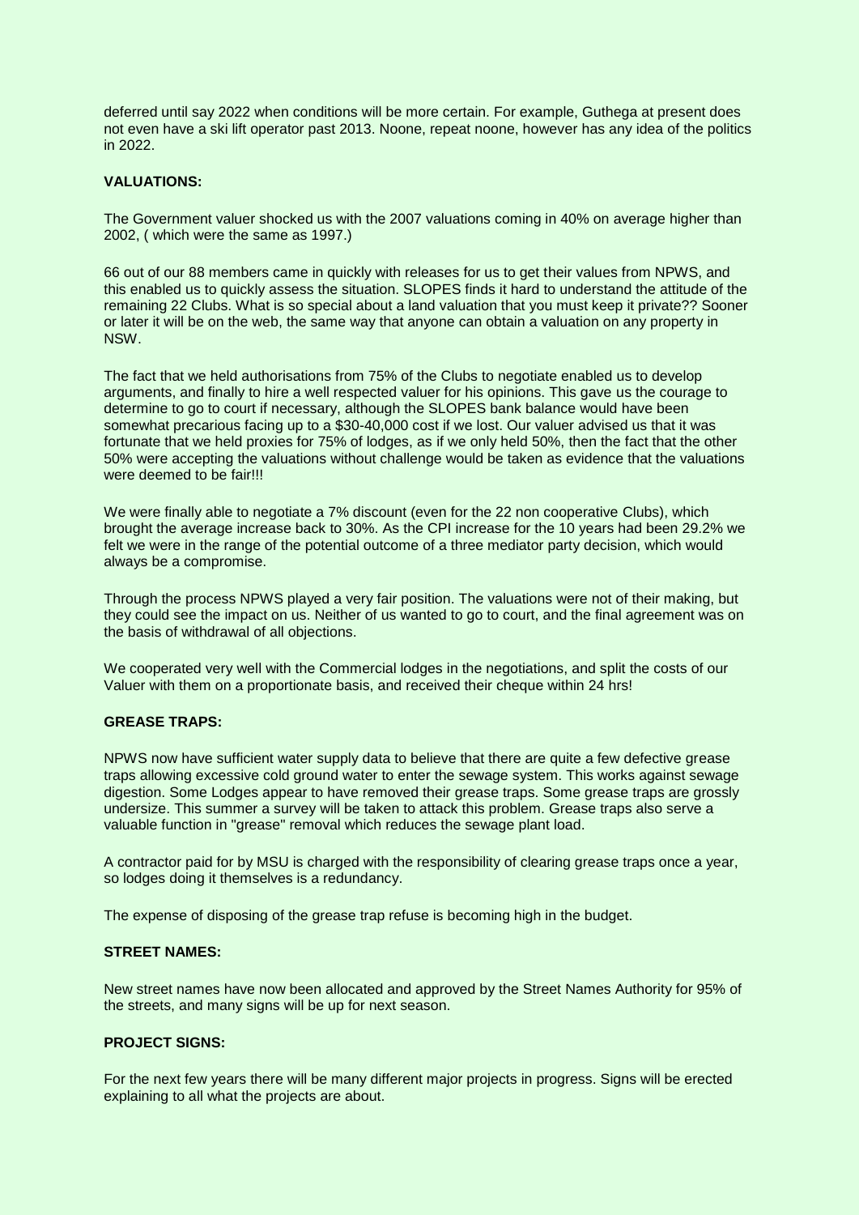deferred until say 2022 when conditions will be more certain. For example, Guthega at present does not even have a ski lift operator past 2013. Noone, repeat noone, however has any idea of the politics in 2022.

**VALUATIONS:**

The Government valuer shocked us with the 2007 valuations coming in 40% on average higher than 2002, ( which were the same as 1997.)

66 out of our 88 members came in quickly with releases for us to get their values from NPWS, and this enabled us to quickly assess the situation. SLOPES finds it hard to understand the attitude of the remaining 22 Clubs. What is so special about a land valuation that you must keep it private?? Sooner or later it will be on the web, the same way that anyone can obtain a valuation on any property in NSW.

The fact that we held authorisations from 75% of the Clubs to negotiate enabled us to develop arguments, and finally to hire a well respected valuer for his opinions. This gave us the courage to determine to go to court if necessary, although the SLOPES bank balance would have been somewhat precarious facing up to a $30-40,000 cost if we lost. Our valuer advised us that it was fortunate that we held proxies for 75% of lodges, as if we only held 50%, then the fact that the other 50% were accepting the valuations without challenge would be taken as evidence that the valuations were deemed to be fair!!!

We were finally able to negotiate a 7% discount (even for the 22 non cooperative Clubs), which brought the average increase back to 30%. As the CPI increase for the 10 years had been 29.2% we felt we were in the range of the potential outcome of a three mediator party decision, which would always be a compromise.

Through the process NPWS played a very fair position. The valuations were not of their making, but they could see the impact on us. Neither of us wanted to go to court, and the final agreement was on the basis of withdrawal of all objections.

We cooperated very well with the Commercial lodges in the negotiations, and split the costs of our Valuer with them on a proportionate basis, and received their cheque within 24 hrs!

**GREASE TRAPS:**

NPWS now have sufficient water supply data to believe that there are quite a few defective grease traps allowing excessive cold ground water to enter the sewage system. This works against sewage digestion. Some Lodges appear to have removed their grease traps. Some grease traps are grossly undersize. This summer a survey will be taken to attack this problem. Grease traps also serve a valuable function in "grease" removal which reduces the sewage plant load.

A contractor paid for by MSU is charged with the responsibility of clearing grease traps once a year, so lodges doing it themselves is a redundancy.

The expense of disposing of the grease trap refuse is becoming high in the budget.

**STREET NAMES:**

New street names have now been allocated and approved by the Street Names Authority for 95% of the streets, and many signs will be up for next season.

**PROJECT SIGNS:**

For the next few years there will be many different major projects in progress. Signs will be erected explaining to all what the projects are about.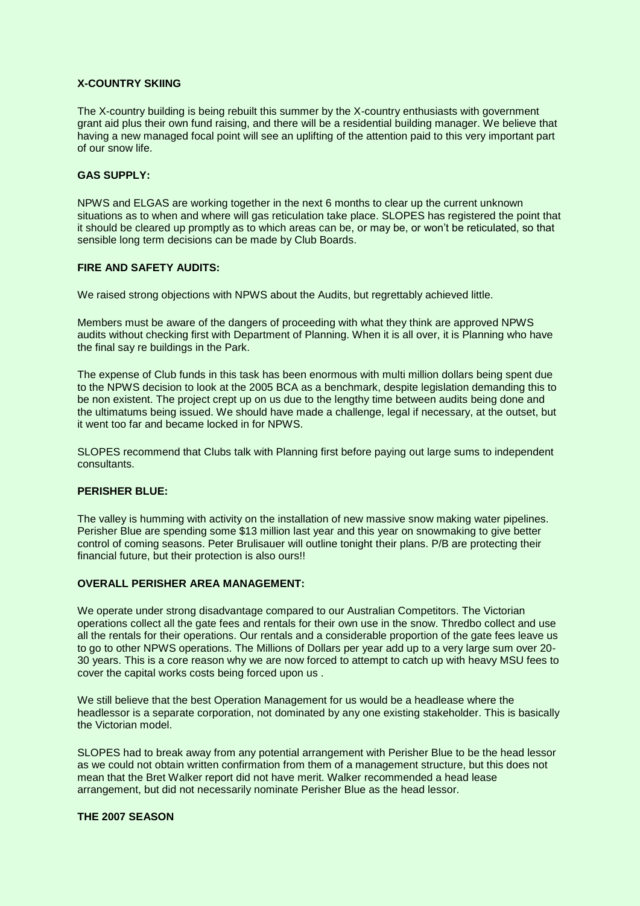**X-COUNTRY SKIING**

The X-country building is being rebuilt this summer by the X-country enthusiasts with government grant aid plus their own fund raising, and there will be a residential building manager. We believe that having a new managed focal point will see an uplifting of the attention paid to this very important part of our snow life.

**GAS SUPPLY:**

NPWS and ELGAS are working together in the next 6 months to clear up the current unknown situations as to when and where will gas reticulation take place. SLOPES has registered the point that it should be cleared up promptly as to which areas can be, or may be, or won't be reticulated, so that sensible long term decisions can be made by Club Boards.

**FIRE AND SAFETY AUDITS:**

We raised strong objections with NPWS about the Audits, but regrettably achieved little.

Members must be aware of the dangers of proceeding with what they think are approved NPWS audits without checking first with Department of Planning. When it is all over, it is Planning who have the final say re buildings in the Park.

The expense of Club funds in this task has been enormous with multi million dollars being spent due to the NPWS decision to look at the 2005 BCA as a benchmark, despite legislation demanding this to be non existent. The project crept up on us due to the lengthy time between audits being done and the ultimatums being issued. We should have made a challenge, legal if necessary, at the outset, but it went too far and became locked in for NPWS.

SLOPES recommend that Clubs talk with Planning first before paying out large sums to independent consultants.

**PERISHER BLUE:**

The valley is humming with activity on the installation of new massive snow making water pipelines. Perisher Blue are spending some $13 million last year and this year on snowmaking to give better control of coming seasons. Peter Brulisauer will outline tonight their plans. P/B are protecting their financial future, but their protection is also ours!!

**OVERALL PERISHER AREA MANAGEMENT:**

We operate under strong disadvantage compared to our Australian Competitors. The Victorian operations collect all the gate fees and rentals for their own use in the snow. Thredbo collect and use all the rentals for their operations. Our rentals and a considerable proportion of the gate fees leave us to go to other NPWS operations. The Millions of Dollars per year add up to a very large sum over 20-30 years. This is a core reason why we are now forced to attempt to catch up with heavy MSU fees to cover the capital works costs being forced upon us .

We still believe that the best Operation Management for us would be a headlease where the headlessor is a separate corporation, not dominated by any one existing stakeholder. This is basically the Victorian model.

SLOPES had to break away from any potential arrangement with Perisher Blue to be the head lessor as we could not obtain written confirmation from them of a management structure, but this does not mean that the Bret Walker report did not have merit. Walker recommended a head lease arrangement, but did not necessarily nominate Perisher Blue as the head lessor.

**THE 2007 SEASON**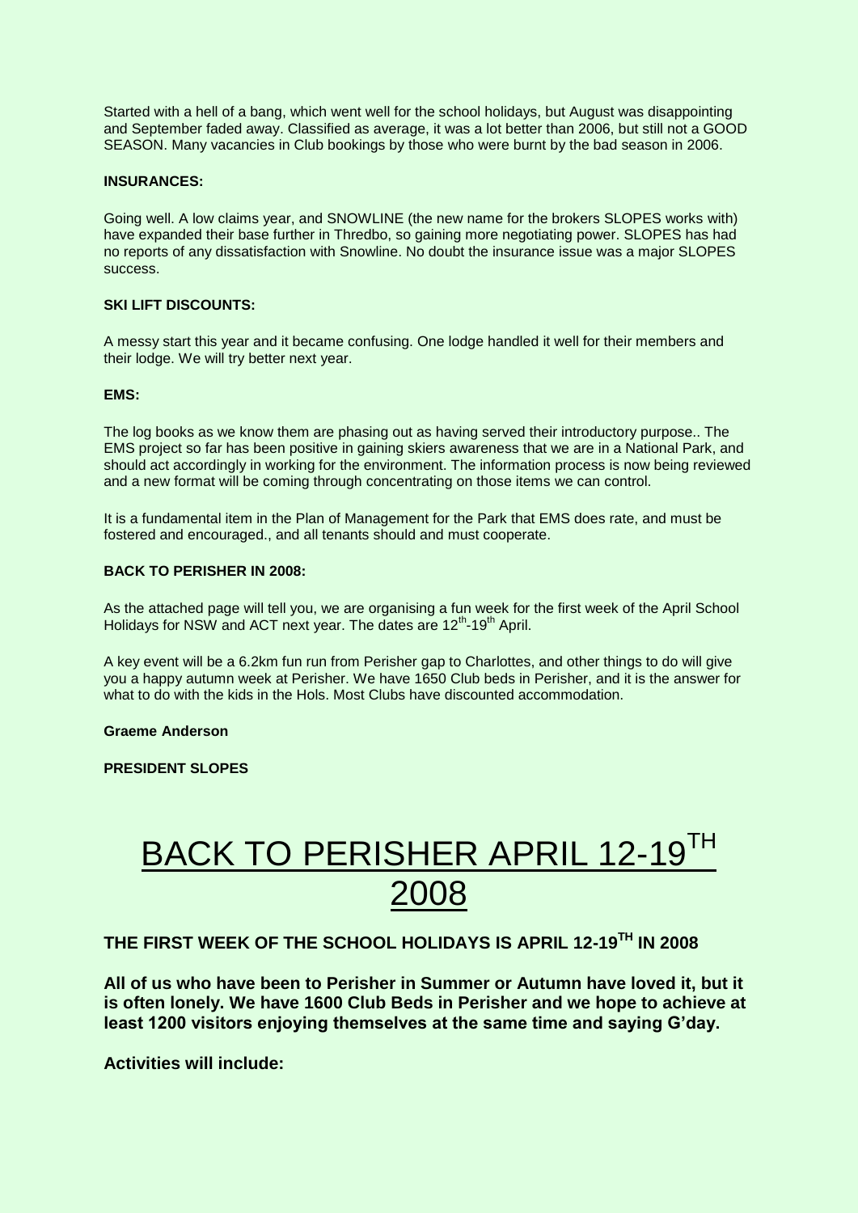Started with a hell of a bang, which went well for the school holidays, but August was disappointing and September faded away. Classified as average, it was a lot better than 2006, but still not a GOOD SEASON. Many vacancies in Club bookings by those who were burnt by the bad season in 2006.

**INSURANCES:**

Going well. A low claims year, and SNOWLINE (the new name for the brokers SLOPES works with) have expanded their base further in Thredbo, so gaining more negotiating power. SLOPES has had no reports of any dissatisfaction with Snowline. No doubt the insurance issue was a major SLOPES success.

**SKI LIFT DISCOUNTS:**

A messy start this year and it became confusing. One lodge handled it well for their members and their lodge. We will try better next year.

**EMS:**

The log books as we know them are phasing out as having served their introductory purpose.. The EMS project so far has been positive in gaining skiers awareness that we are in a National Park, and should act accordingly in working for the environment. The information process is now being reviewed and a new format will be coming through concentrating on those items we can control.

It is a fundamental item in the Plan of Management for the Park that EMS does rate, and must be fostered and encouraged., and all tenants should and must cooperate.

**BACK TO PERISHER IN 2008:**

As the attached page will tell you, we are organising a fun week for the first week of the April School Holidays for NSW and ACT next year. The dates are 12th-19th April.

A key event will be a 6.2km fun run from Perisher gap to Charlottes, and other things to do will give you a happy autumn week at Perisher. We have 1650 Club beds in Perisher, and it is the answer for what to do with the kids in the Hols. Most Clubs have discounted accommodation.

**Graeme Anderson**

**PRESIDENT SLOPES**

# BACK TO PERISHER APRIL 12-19TH 2008

### THE FIRST WEEK OF THE SCHOOL HOLIDAYS IS APRIL 12-19TH IN 2008

**All of us who have been to Perisher in Summer or Autumn have loved it, but it is often lonely. We have 1600 Club Beds in Perisher and we hope to achieve at least 1200 visitors enjoying themselves at the same time and saying G'day.**

**Activities will include:**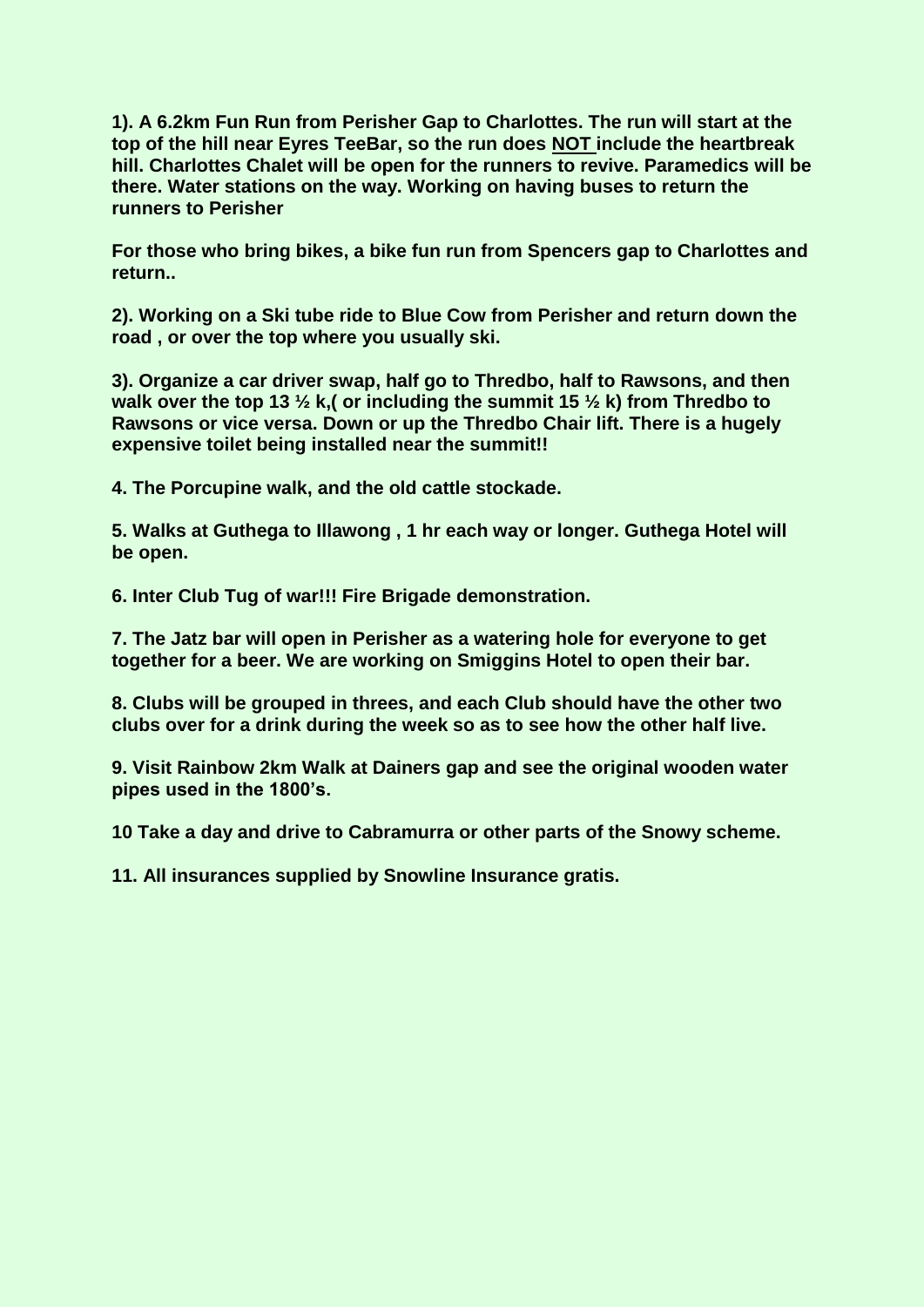**1). A 6.2km Fun Run from Perisher Gap to Charlottes. The run will start at the top of the hill near Eyres TeeBar, so the run does <u>NOT</u> include the heartbreak hill. Charlottes Chalet will be open for the runners to revive. Paramedics will be there. Water stations on the way. Working on having buses to return the runners to Perisher**

**For those who bring bikes, a bike fun run from Spencers gap to Charlottes and return..**

**2). Working on a Ski tube ride to Blue Cow from Perisher and return down the road , or over the top where you usually ski.**

**3). Organize a car driver swap, half go to Thredbo, half to Rawsons, and then walk over the top 13 ½ k,( or including the summit 15 ½ k) from Thredbo to Rawsons or vice versa. Down or up the Thredbo Chair lift. There is a hugely expensive toilet being installed near the summit!!**

**4. The Porcupine walk, and the old cattle stockade.**

**5. Walks at Guthega to Illawong , 1 hr each way or longer. Guthega Hotel will be open.**

**6. Inter Club Tug of war!!! Fire Brigade demonstration.**

**7. The Jatz bar will open in Perisher as a watering hole for everyone to get together for a beer. We are working on Smiggins Hotel to open their bar.**

**8. Clubs will be grouped in threes, and each Club should have the other two clubs over for a drink during the week so as to see how the other half live.**

**9. Visit Rainbow 2km Walk at Dainers gap and see the original wooden water pipes used in the 1800's.**

**10 Take a day and drive to Cabramurra or other parts of the Snowy scheme.**

**11. All insurances supplied by Snowline Insurance gratis.**